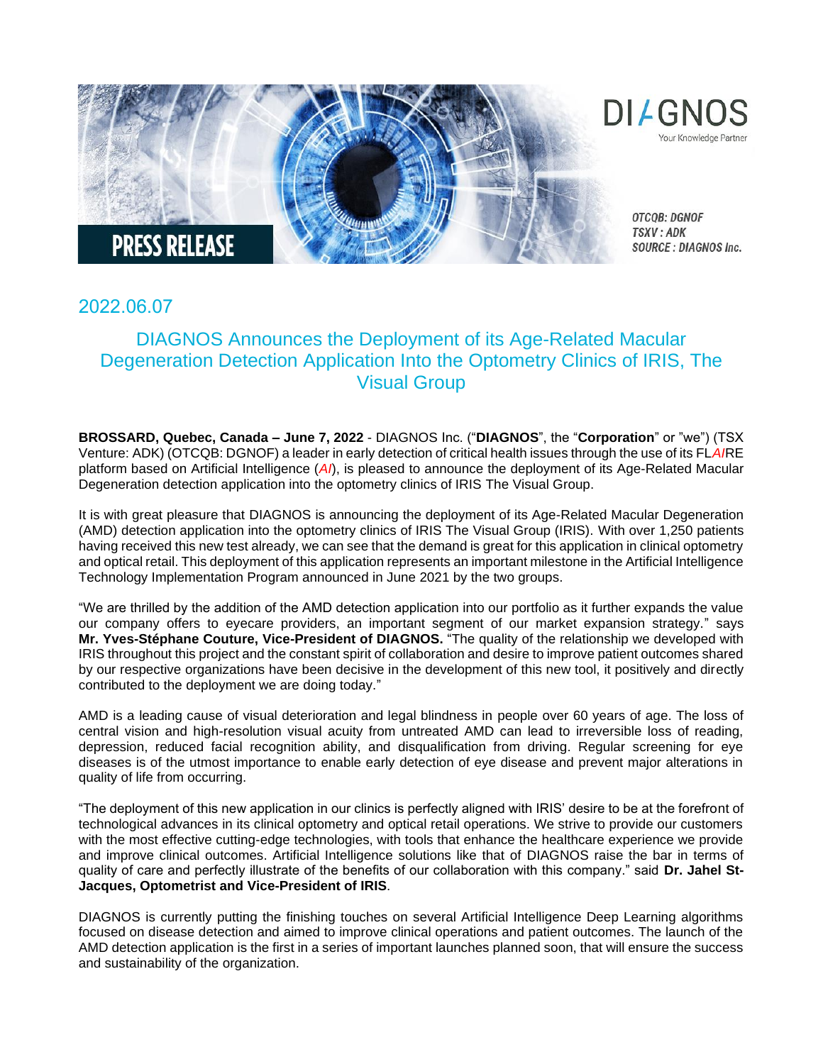DIAGNOS

Your Knowledge Partner

PRESS RELEASE

OTCQB: DGNOF
TSXV : ADK
SOURCE : DIAGNOS Inc.

2022.06.07

# DIAGNOS Announces the Deployment of its Age-Related Macular Degeneration Detection Application Into the Optometry Clinics of IRIS, The Visual Group

**BROSSARD, Quebec, Canada – June 7, 2022** - DIAGNOS Inc. ("**DIAGNOS**", the "**Corporation**" or "we") (TSX Venture: ADK) (OTCQB: DGNOF) a leader in early detection of critical health issues through the use of its FL*AI*RE platform based on Artificial Intelligence (*AI*), is pleased to announce the deployment of its Age-Related Macular Degeneration detection application into the optometry clinics of IRIS The Visual Group.

It is with great pleasure that DIAGNOS is announcing the deployment of its Age-Related Macular Degeneration (AMD) detection application into the optometry clinics of IRIS The Visual Group (IRIS). With over 1,250 patients having received this new test already, we can see that the demand is great for this application in clinical optometry and optical retail. This deployment of this application represents an important milestone in the Artificial Intelligence Technology Implementation Program announced in June 2021 by the two groups.

"We are thrilled by the addition of the AMD detection application into our portfolio as it further expands the value our company offers to eyecare providers, an important segment of our market expansion strategy." says **Mr. Yves-Stéphane Couture, Vice-President of DIAGNOS.** "The quality of the relationship we developed with IRIS throughout this project and the constant spirit of collaboration and desire to improve patient outcomes shared by our respective organizations have been decisive in the development of this new tool, it positively and directly contributed to the deployment we are doing today."

AMD is a leading cause of visual deterioration and legal blindness in people over 60 years of age. The loss of central vision and high-resolution visual acuity from untreated AMD can lead to irreversible loss of reading, depression, reduced facial recognition ability, and disqualification from driving. Regular screening for eye diseases is of the utmost importance to enable early detection of eye disease and prevent major alterations in quality of life from occurring.

"The deployment of this new application in our clinics is perfectly aligned with IRIS' desire to be at the forefront of technological advances in its clinical optometry and optical retail operations. We strive to provide our customers with the most effective cutting-edge technologies, with tools that enhance the healthcare experience we provide and improve clinical outcomes. Artificial Intelligence solutions like that of DIAGNOS raise the bar in terms of quality of care and perfectly illustrate of the benefits of our collaboration with this company." said **Dr. Jahel St-Jacques, Optometrist and Vice-President of IRIS**.

DIAGNOS is currently putting the finishing touches on several Artificial Intelligence Deep Learning algorithms focused on disease detection and aimed to improve clinical operations and patient outcomes. The launch of the AMD detection application is the first in a series of important launches planned soon, that will ensure the success and sustainability of the organization.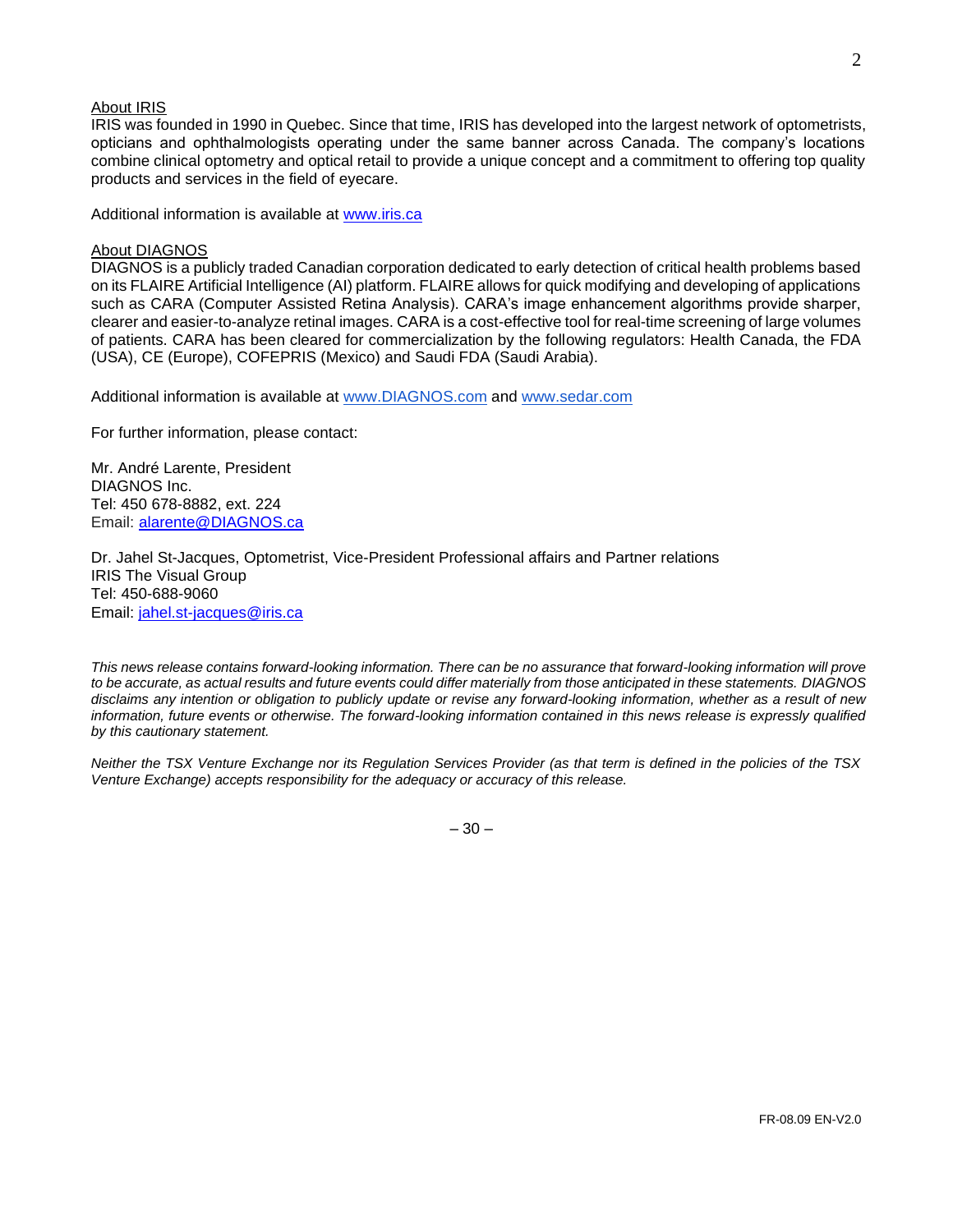About IRIS

IRIS was founded in 1990 in Quebec. Since that time, IRIS has developed into the largest network of optometrists, opticians and ophthalmologists operating under the same banner across Canada. The company's locations combine clinical optometry and optical retail to provide a unique concept and a commitment to offering top quality products and services in the field of eyecare.

Additional information is available at www.iris.ca

About DIAGNOS

DIAGNOS is a publicly traded Canadian corporation dedicated to early detection of critical health problems based on its FLAIRE Artificial Intelligence (AI) platform. FLAIRE allows for quick modifying and developing of applications such as CARA (Computer Assisted Retina Analysis). CARA's image enhancement algorithms provide sharper, clearer and easier-to-analyze retinal images. CARA is a cost-effective tool for real-time screening of large volumes of patients. CARA has been cleared for commercialization by the following regulators: Health Canada, the FDA (USA), CE (Europe), COFEPRIS (Mexico) and Saudi FDA (Saudi Arabia).

Additional information is available at www.DIAGNOS.com and www.sedar.com

For further information, please contact:

Mr. André Larente, President
DIAGNOS Inc.
Tel: 450 678-8882, ext. 224
Email: alarente@DIAGNOS.ca

Dr. Jahel St-Jacques, Optometrist, Vice-President Professional affairs and Partner relations
IRIS The Visual Group
Tel: 450-688-9060
Email: jahel.st-jacques@iris.ca

*This news release contains forward-looking information. There can be no assurance that forward-looking information will prove to be accurate, as actual results and future events could differ materially from those anticipated in these statements. DIAGNOS disclaims any intention or obligation to publicly update or revise any forward-looking information, whether as a result of new information, future events or otherwise. The forward-looking information contained in this news release is expressly qualified by this cautionary statement.*

*Neither the TSX Venture Exchange nor its Regulation Services Provider (as that term is defined in the policies of the TSX Venture Exchange) accepts responsibility for the adequacy or accuracy of this release.*

– 30 –

FR-08.09 EN-V2.0